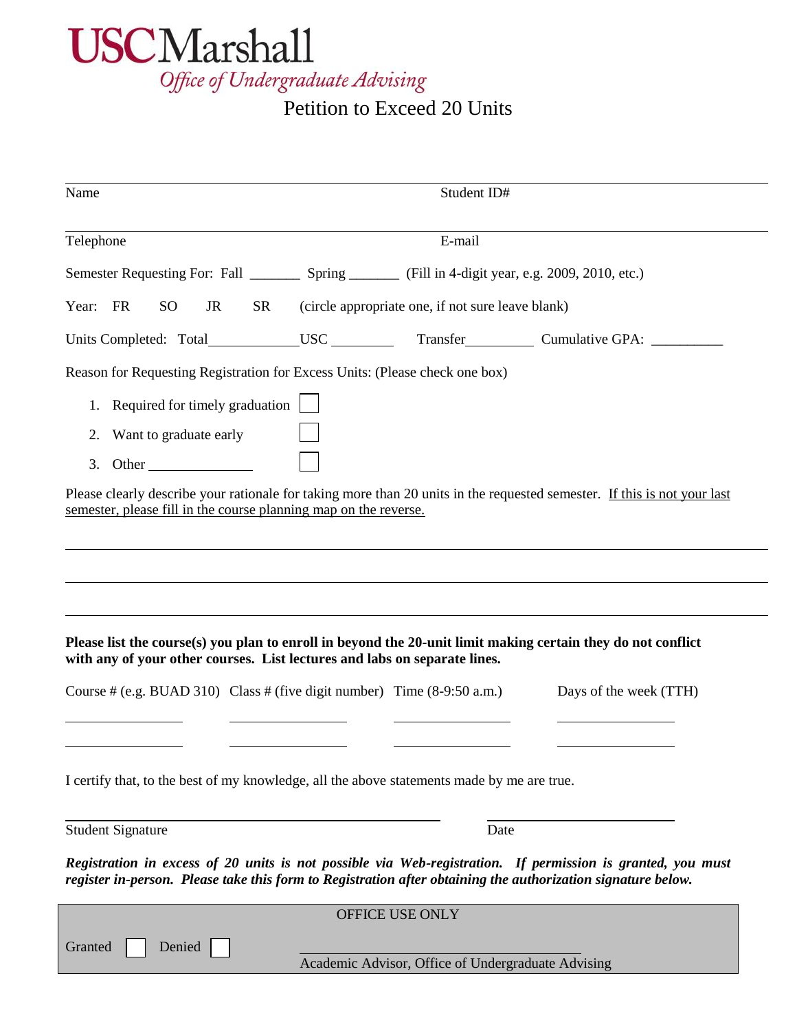# USC Marshall

*Office of Undergraduate Advising*

## Petition to Exceed 20 Units

Name ______________________________ Student ID# ______________________________

Telephone ______________________________ E-mail ______________________________

Semester Requesting For: Fall _______ Spring _______ (Fill in 4-digit year, e.g. 2009, 2010, etc.)

Year: FR SO JR SR (circle appropriate one, if not sure leave blank)

Units Completed: Total____________USC ________ Transfer_________ Cumulative GPA: __________

Reason for Requesting Registration for Excess Units: (Please check one box)

1. Required for timely graduation ☐
2. Want to graduate early ☐
3. Other ______________ ☐

Please clearly describe your rationale for taking more than 20 units in the requested semester. <u>If this is not your last semester, please fill in the course planning map on the reverse.</u>

______________________________________________________________________________

______________________________________________________________________________

______________________________________________________________________________

**Please list the course(s) you plan to enroll in beyond the 20-unit limit making certain they do not conflict with any of your other courses. List lectures and labs on separate lines.**

| Course # (e.g. BUAD 310) | Class # (five digit number) | Time (8-9:50 a.m.) | Days of the week (TTH) |
|---|---|---|---|
| | | | |
| | | | |

I certify that, to the best of my knowledge, all the above statements made by me are true.

______________________________________ ______________________

Student Signature Date

***Registration in excess of 20 units is not possible via Web-registration. If permission is granted, you must register in-person. Please take this form to Registration after obtaining the authorization signature below.***

OFFICE USE ONLY

Granted ☐ Denied ☐

______________________________________

Academic Advisor, Office of Undergraduate Advising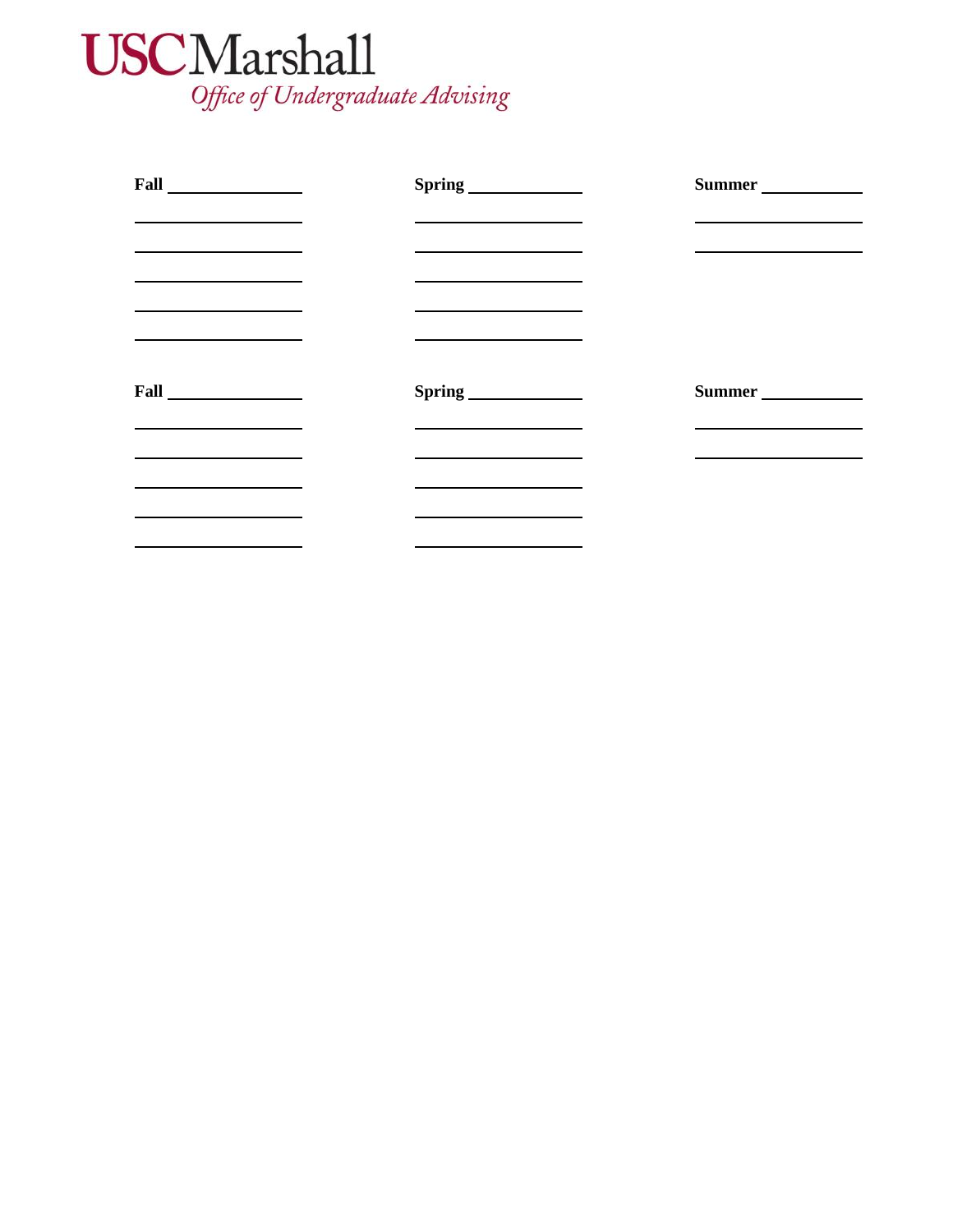**USC Marshall**
*Office of Undergraduate Advising*

| | | |
|---|---|---|
| **Fall** ________ | **Spring** ________ | **Summer** ________ |
| ________ | ________ | ________ |
| ________ | ________ | ________ |
| ________ | ________ | |
| ________ | ________ | |
| ________ | ________ | |

| | | |
|---|---|---|
| **Fall** ________ | **Spring** ________ | **Summer** ________ |
| ________ | ________ | ________ |
| ________ | ________ | ________ |
| ________ | ________ | |
| ________ | ________ | |
| ________ | ________ | |